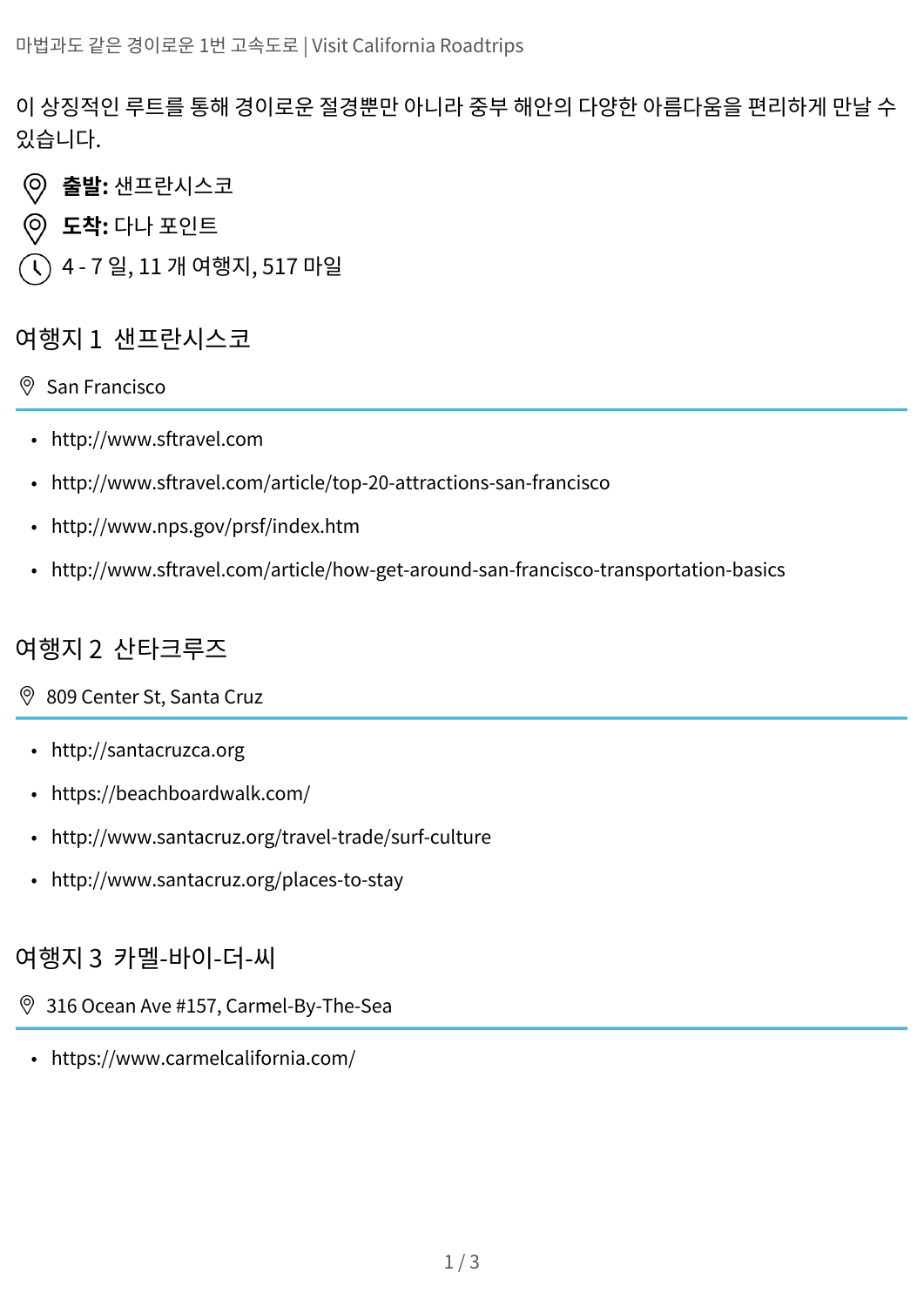마법과도 같은 경이로운 1번 고속도로 | Visit California Roadtrips

이 상징적인 루트를 통해 경이로운 절경뿐만 아니라 중부 해안의 다양한 아름다움을 편리하게 만날 수 있습니다.

**출발:** 샌프란시스코

**도착:** 다나 포인트

4 - 7 일, 11 개 여행지, 517 마일

## 여행지 1 샌프란시스코

San Francisco

- http://www.sftravel.com
- http://www.sftravel.com/article/top-20-attractions-san-francisco
- http://www.nps.gov/prsf/index.htm
- http://www.sftravel.com/article/how-get-around-san-francisco-transportation-basics

## 여행지 2 산타크루즈

809 Center St, Santa Cruz

- http://santacruzca.org
- https://beachboardwalk.com/
- http://www.santacruz.org/travel-trade/surf-culture
- http://www.santacruz.org/places-to-stay

## 여행지 3 카멜-바이-더-씨

316 Ocean Ave #157, Carmel-By-The-Sea

- https://www.carmelcalifornia.com/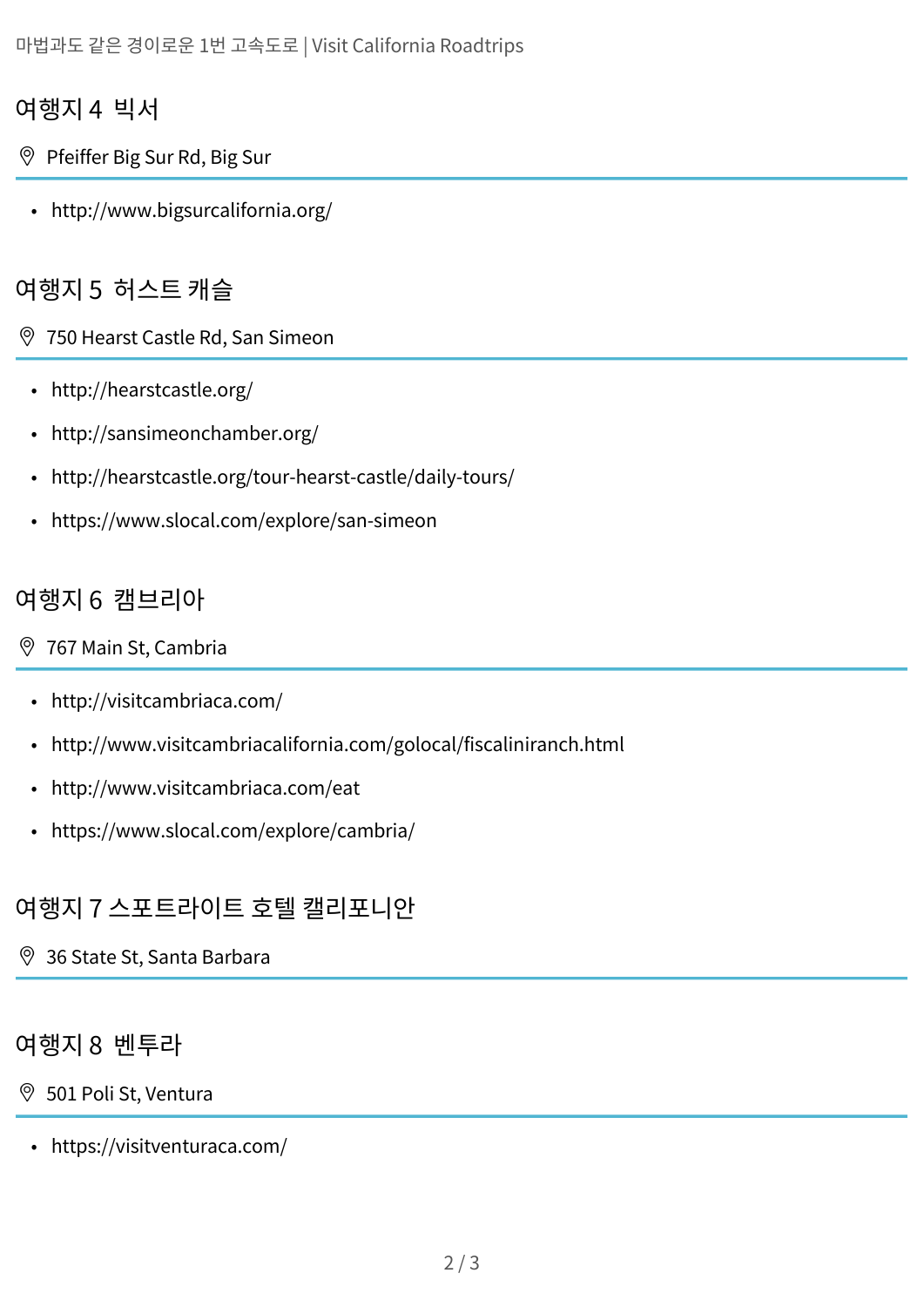## 여행지 4 빅서

Pfeiffer Big Sur Rd, Big Sur

- http://www.bigsurcalifornia.org/

## 여행지 5 허스트 캐슬

750 Hearst Castle Rd, San Simeon

- http://hearstcastle.org/
- http://sansimeonchamber.org/
- http://hearstcastle.org/tour-hearst-castle/daily-tours/
- https://www.slocal.com/explore/san-simeon

## 여행지 6 캠브리아

767 Main St, Cambria

- http://visitcambriaca.com/
- http://www.visitcambriacalifornia.com/golocal/fiscaliniranch.html
- http://www.visitcambriaca.com/eat
- https://www.slocal.com/explore/cambria/

## 여행지 7 스포트라이트 호텔 캘리포니안

36 State St, Santa Barbara

## 여행지 8 벤투라

501 Poli St, Ventura

- https://visitventuraca.com/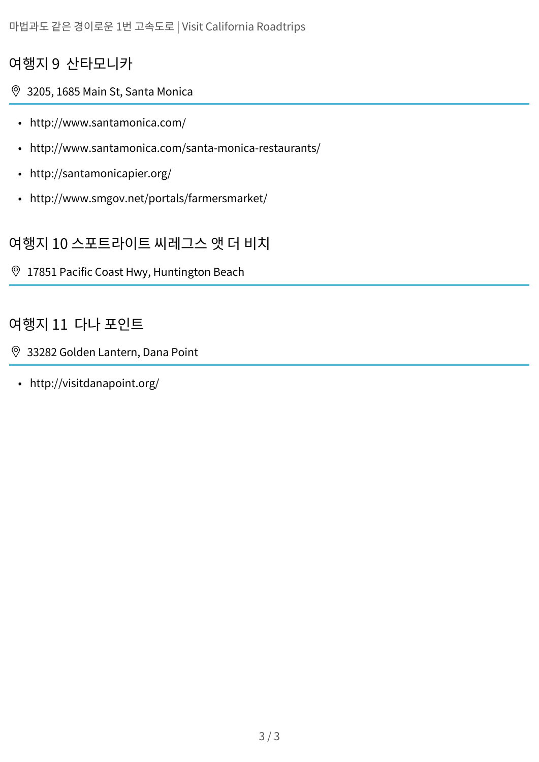## 여행지 9  산타모니카

3205, 1685 Main St, Santa Monica

- http://www.santamonica.com/
- http://www.santamonica.com/santa-monica-restaurants/
- http://santamonicapier.org/
- http://www.smgov.net/portals/farmersmarket/

## 여행지 10 스포트라이트 씨레그스 앳 더 비치

17851 Pacific Coast Hwy, Huntington Beach

## 여행지 11  다나 포인트

33282 Golden Lantern, Dana Point

- http://visitdanapoint.org/